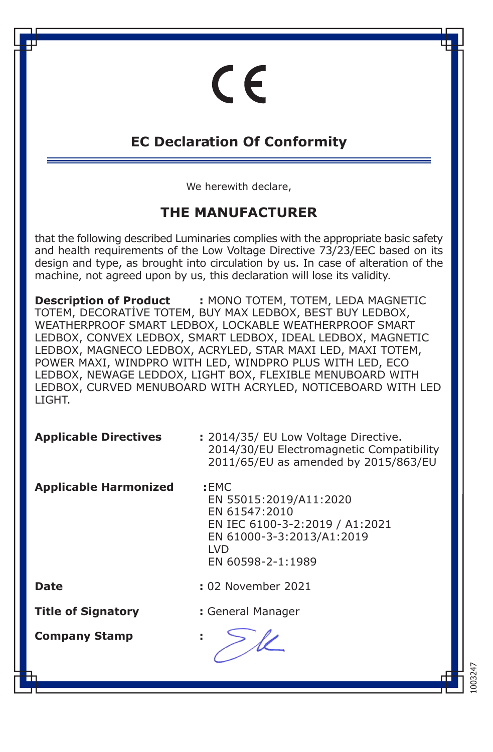CE

# EC Declaration Of Conformity

We herewith declare,

## THE MANUFACTURER

that the following described Luminaries complies with the appropriate basic safety and health requirements of the Low Voltage Directive 73/23/EEC based on its design and type, as brought into circulation by us. In case of alteration of the machine, not agreed upon by us, this declaration will lose its validity.

**Description of Product** : MONO TOTEM, TOTEM, LEDA MAGNETIC TOTEM, DECORATİVE TOTEM, BUY MAX LEDBOX, BEST BUY LEDBOX, WEATHERPROOF SMART LEDBOX, LOCKABLE WEATHERPROOF SMART LEDBOX, CONVEX LEDBOX, SMART LEDBOX, IDEAL LEDBOX, MAGNETIC LEDBOX, MAGNECO LEDBOX, ACRYLED, STAR MAXI LED, MAXI TOTEM, POWER MAXI, WINDPRO WITH LED, WINDPRO PLUS WITH LED, ECO LEDBOX, NEWAGE LEDDOX, LIGHT BOX, FLEXIBLE MENUBOARD WITH LEDBOX, CURVED MENUBOARD WITH ACRYLED, NOTICEBOARD WITH LED LIGHT.

**Applicable Directives** : 2014/35/ EU Low Voltage Directive.
2014/30/EU Electromagnetic Compatibility
2011/65/EU as amended by 2015/863/EU

**Applicable Harmonized** : EMC
EN 55015:2019/A11:2020
EN 61547:2010
EN IEC 6100-3-2:2019 / A1:2021
EN 61000-3-3:2013/A1:2019
LVD
EN 60598-2-1:1989

**Date** : 02 November 2021

**Title of Signatory** : General Manager

**Company Stamp** :

1003247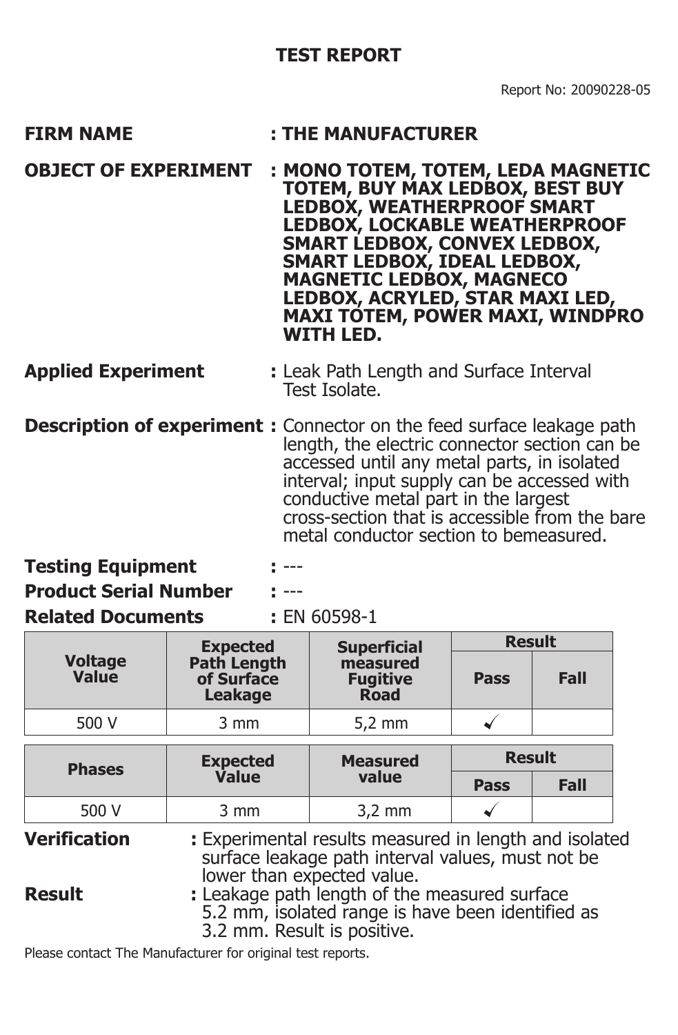# TEST REPORT

Report No: 20090228-05

**FIRM NAME** : **THE MANUFACTURER**

**OBJECT OF EXPERIMENT** : **MONO TOTEM, TOTEM, LEDA MAGNETIC TOTEM, BUY MAX LEDBOX, BEST BUY LEDBOX, WEATHERPROOF SMART LEDBOX, LOCKABLE WEATHERPROOF SMART LEDBOX, CONVEX LEDBOX, SMART LEDBOX, IDEAL LEDBOX, MAGNETIC LEDBOX, MAGNECO LEDBOX, ACRYLED, STAR MAXI LED, MAXI TOTEM, POWER MAXI, WINDPRO WITH LED.**

**Applied Experiment** : Leak Path Length and Surface Interval Test Isolate.

**Description of experiment** : Connector on the feed surface leakage path length, the electric connector section can be accessed until any metal parts, in isolated interval; input supply can be accessed with conductive metal part in the largest cross-section that is accessible from the bare metal conductor section to bemeasured.

**Testing Equipment** : ---

**Product Serial Number** : ---

**Related Documents** : EN 60598-1

| Voltage Value | Expected Path Length of Surface Leakage | Superficial measured Fugitive Road | Result | |
|---|---|---|---|---|
| | | | Pass | Fall |
| 500 V | 3 mm | 5,2 mm | ✓ | |

| Phases | Expected Value | Measured value | Result | |
|---|---|---|---|---|
| | | | Pass | Fall |
| 500 V | 3 mm | 3,2 mm | ✓ | |

**Verification** : Experimental results measured in length and isolated surface leakage path interval values, must not be lower than expected value.

**Result** : Leakage path length of the measured surface 5.2 mm, isolated range is have been identified as 3.2 mm. Result is positive.

Please contact The Manufacturer for original test reports.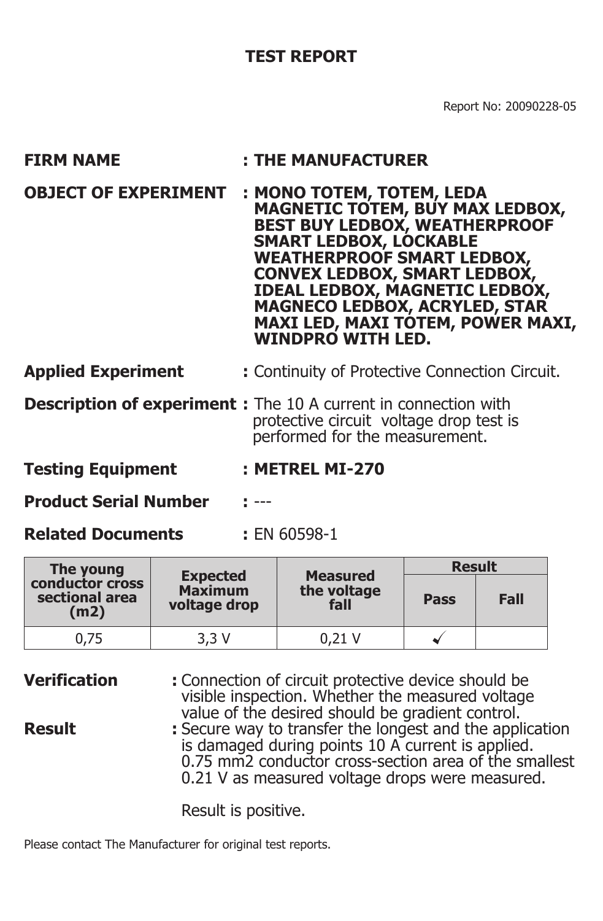# TEST REPORT

Report No: 20090228-05

**FIRM NAME** : **THE MANUFACTURER**

**OBJECT OF EXPERIMENT** : **MONO TOTEM, TOTEM, LEDA MAGNETIC TOTEM, BUY MAX LEDBOX, BEST BUY LEDBOX, WEATHERPROOF SMART LEDBOX, LOCKABLE WEATHERPROOF SMART LEDBOX, CONVEX LEDBOX, SMART LEDBOX, IDEAL LEDBOX, MAGNETIC LEDBOX, MAGNECO LEDBOX, ACRYLED, STAR MAXI LED, MAXI TOTEM, POWER MAXI, WINDPRO WITH LED.**

**Applied Experiment** : Continuity of Protective Connection Circuit.

**Description of experiment** : The 10 A current in connection with protective circuit voltage drop test is performed for the measurement.

**Testing Equipment** : **METREL MI-270**

**Product Serial Number** : ---

**Related Documents** : EN 60598-1

| The young conductor cross sectional area (m2) | Expected Maximum voltage drop | Measured the voltage fall | Result | |
|---|---|---|---|---|
| | | | Pass | Fall |
| 0,75 | 3,3 V | 0,21 V | ✓ | |

**Verification** : Connection of circuit protective device should be visible inspection. Whether the measured voltage value of the desired should be gradient control.

**Result** : Secure way to transfer the longest and the application is damaged during points 10 A current is applied. 0.75 mm2 conductor cross-section area of the smallest 0.21 V as measured voltage drops were measured.

Result is positive.

Please contact The Manufacturer for original test reports.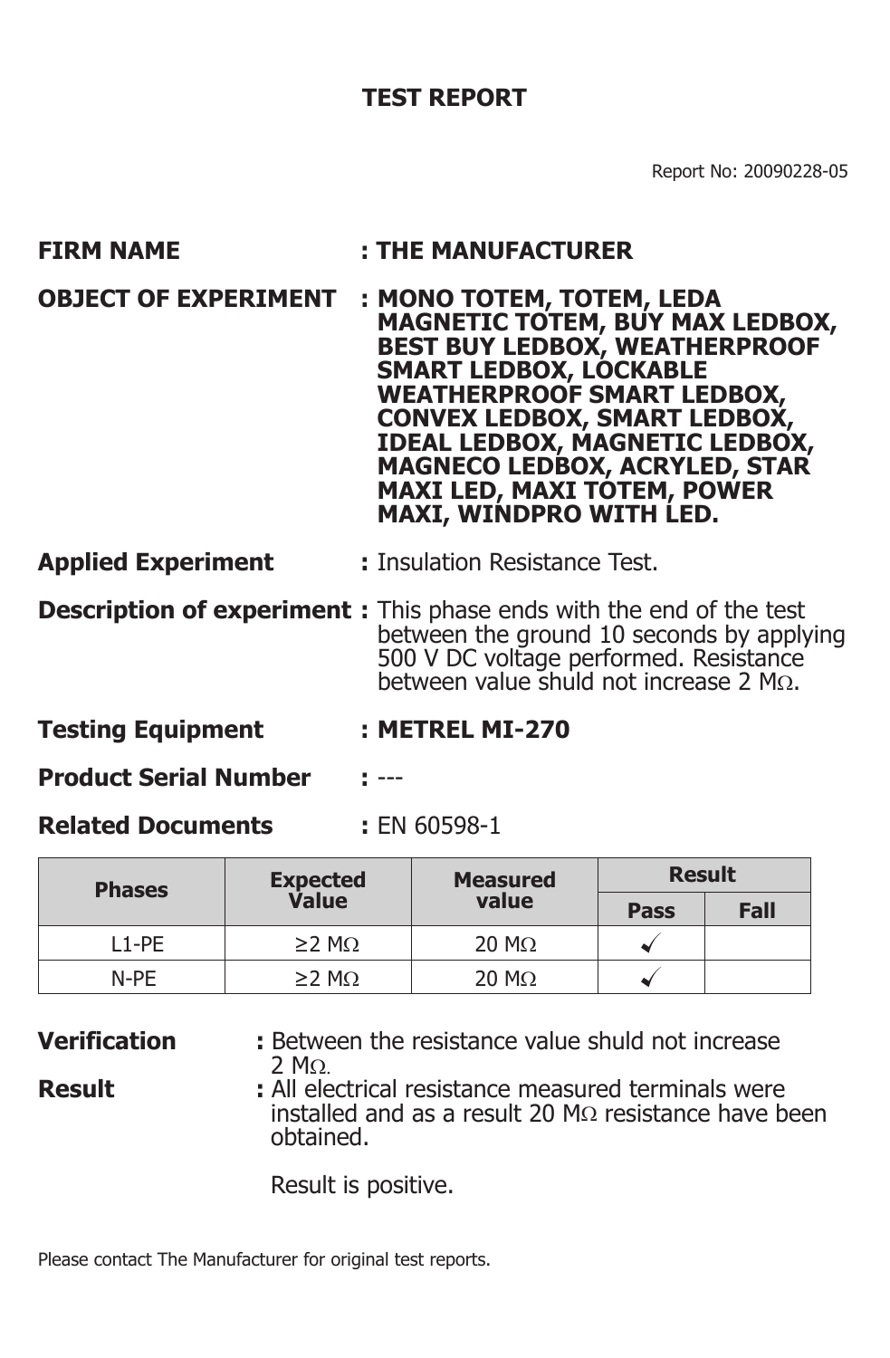# TEST REPORT

Report No: 20090228-05

**FIRM NAME** : **THE MANUFACTURER**

**OBJECT OF EXPERIMENT** : **MONO TOTEM, TOTEM, LEDA MAGNETIC TOTEM, BUY MAX LEDBOX, BEST BUY LEDBOX, WEATHERPROOF SMART LEDBOX, LOCKABLE WEATHERPROOF SMART LEDBOX, CONVEX LEDBOX, SMART LEDBOX, IDEAL LEDBOX, MAGNETIC LEDBOX, MAGNECO LEDBOX, ACRYLED, STAR MAXI LED, MAXI TOTEM, POWER MAXI, WINDPRO WITH LED.**

**Applied Experiment** : Insulation Resistance Test.

**Description of experiment** : This phase ends with the end of the test between the ground 10 seconds by applying 500 V DC voltage performed. Resistance between value shuld not increase 2 MΩ.

**Testing Equipment** : **METREL MI-270**

**Product Serial Number** : ---

**Related Documents** : EN 60598-1

| Phases | Expected Value | Measured value | Result | |
|---|---|---|---|---|
| | | | Pass | Fall |
| L1-PE | ≥2 MΩ | 20 MΩ | ✓ | |
| N-PE | ≥2 MΩ | 20 MΩ | ✓ | |

**Verification** : Between the resistance value shuld not increase 2 MΩ.

**Result** : All electrical resistance measured terminals were installed and as a result 20 MΩ resistance have been obtained.

Result is positive.

Please contact The Manufacturer for original test reports.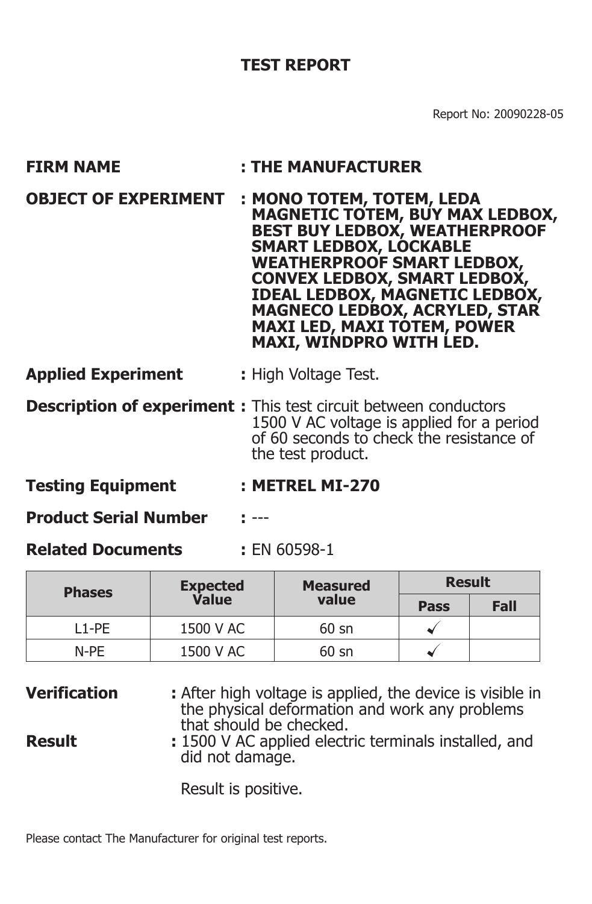# TEST REPORT

Report No: 20090228-05

**FIRM NAME** : **THE MANUFACTURER**

**OBJECT OF EXPERIMENT** : **MONO TOTEM, TOTEM, LEDA MAGNETIC TOTEM, BUY MAX LEDBOX, BEST BUY LEDBOX, WEATHERPROOF SMART LEDBOX, LOCKABLE WEATHERPROOF SMART LEDBOX, CONVEX LEDBOX, SMART LEDBOX, IDEAL LEDBOX, MAGNETIC LEDBOX, MAGNECO LEDBOX, ACRYLED, STAR MAXI LED, MAXI TOTEM, POWER MAXI, WINDPRO WITH LED.**

**Applied Experiment** : High Voltage Test.

**Description of experiment** : This test circuit between conductors 1500 V AC voltage is applied for a period of 60 seconds to check the resistance of the test product.

**Testing Equipment** : **METREL MI-270**

**Product Serial Number** : ---

**Related Documents** : EN 60598-1

| Phases | Expected Value | Measured value | Result | |
|---|---|---|---|---|
| | | | Pass | Fall |
| L1-PE | 1500 V AC | 60 sn | ✓ | |
| N-PE | 1500 V AC | 60 sn | ✓ | |

**Verification** : After high voltage is applied, the device is visible in the physical deformation and work any problems that should be checked.

**Result** : 1500 V AC applied electric terminals installed, and did not damage.

Result is positive.

Please contact The Manufacturer for original test reports.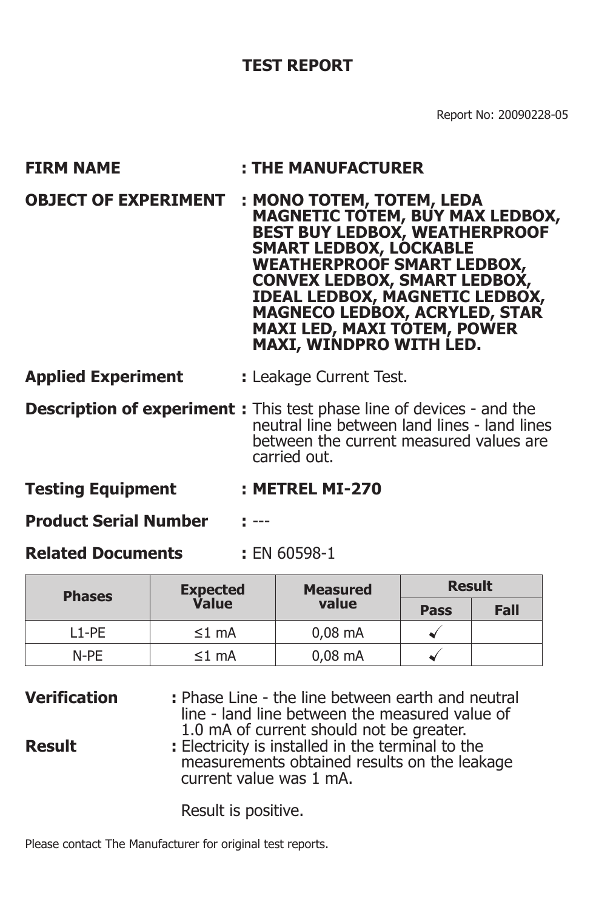# TEST REPORT

Report No: 20090228-05

**FIRM NAME** : **THE MANUFACTURER**

**OBJECT OF EXPERIMENT** : **MONO TOTEM, TOTEM, LEDA MAGNETIC TOTEM, BUY MAX LEDBOX, BEST BUY LEDBOX, WEATHERPROOF SMART LEDBOX, LOCKABLE WEATHERPROOF SMART LEDBOX, CONVEX LEDBOX, SMART LEDBOX, IDEAL LEDBOX, MAGNETIC LEDBOX, MAGNECO LEDBOX, ACRYLED, STAR MAXI LED, MAXI TOTEM, POWER MAXI, WINDPRO WITH LED.**

**Applied Experiment** **:** Leakage Current Test.

**Description of experiment** **:** This test phase line of devices - and the neutral line between land lines - land lines between the current measured values are carried out.

**Testing Equipment** : **METREL MI-270**

**Product Serial Number** **:** ---

**Related Documents** **:** EN 60598-1

| Phases | Expected Value | Measured value | Result | |
|---|---|---|---|---|
| | | | Pass | Fall |
| L1-PE | ≤1 mA | 0,08 mA | ✓ | |
| N-PE | ≤1 mA | 0,08 mA | ✓ | |

**Verification** **:** Phase Line - the line between earth and neutral line - land line between the measured value of 1.0 mA of current should not be greater.

**Result** **:** Electricity is installed in the terminal to the measurements obtained results on the leakage current value was 1 mA.

Result is positive.

Please contact The Manufacturer for original test reports.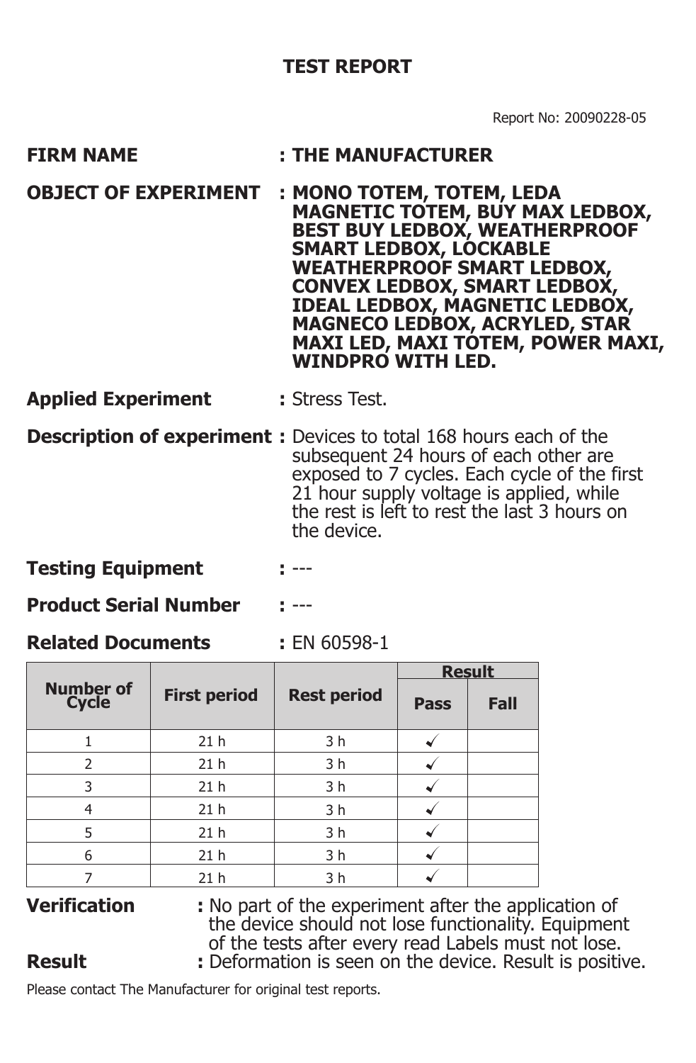# TEST REPORT

Report No: 20090228-05

**FIRM NAME** : **THE MANUFACTURER**

**OBJECT OF EXPERIMENT** : **MONO TOTEM, TOTEM, LEDA MAGNETIC TOTEM, BUY MAX LEDBOX, BEST BUY LEDBOX, WEATHERPROOF SMART LEDBOX, LOCKABLE WEATHERPROOF SMART LEDBOX, CONVEX LEDBOX, SMART LEDBOX, IDEAL LEDBOX, MAGNETIC LEDBOX, MAGNECO LEDBOX, ACRYLED, STAR MAXI LED, MAXI TOTEM, POWER MAXI, WINDPRO WITH LED.**

**Applied Experiment** : Stress Test.

**Description of experiment** : Devices to total 168 hours each of the subsequent 24 hours of each other are exposed to 7 cycles. Each cycle of the first 21 hour supply voltage is applied, while the rest is left to rest the last 3 hours on the device.

**Testing Equipment** : ---

**Product Serial Number** : ---

**Related Documents** : EN 60598-1

| Number of Cycle | First period | Rest period | Result | |
|---|---|---|---|---|
| | | | Pass | Fall |
| 1 | 21 h | 3 h | ✓ | |
| 2 | 21 h | 3 h | ✓ | |
| 3 | 21 h | 3 h | ✓ | |
| 4 | 21 h | 3 h | ✓ | |
| 5 | 21 h | 3 h | ✓ | |
| 6 | 21 h | 3 h | ✓ | |
| 7 | 21 h | 3 h | ✓ | |

**Verification** : No part of the experiment after the application of the device should not lose functionality. Equipment of the tests after every read Labels must not lose.

**Result** : Deformation is seen on the device. Result is positive.

Please contact The Manufacturer for original test reports.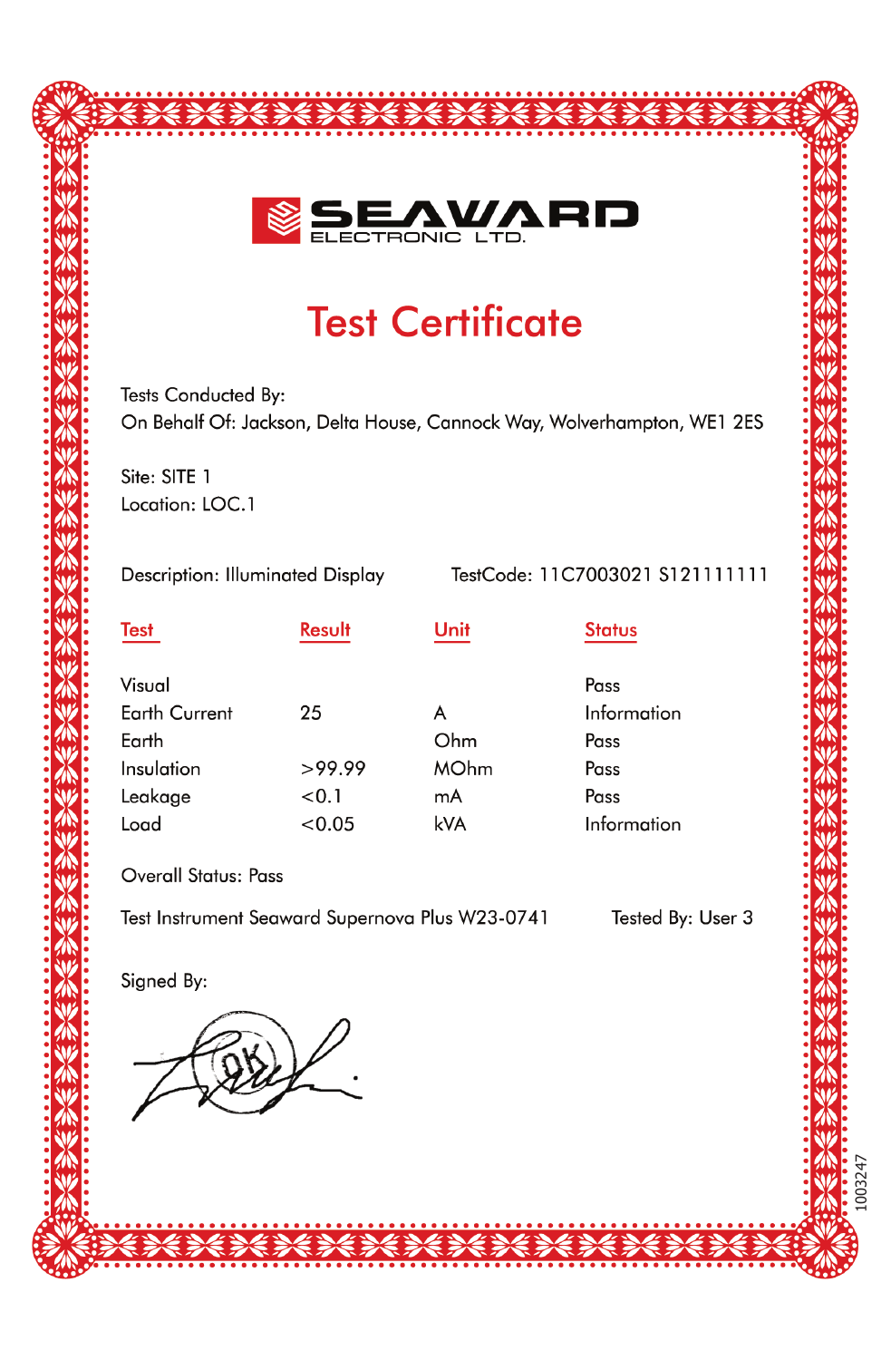SEAWARD ELECTRONIC LTD.

# Test Certificate

Tests Conducted By:
On Behalf Of: Jackson, Delta House, Cannock Way, Wolverhampton, WE1 2ES

Site: SITE 1
Location: LOC.1

Description: Illuminated Display TestCode: 11C7003021 S121111111

| Test | Result | Unit | Status |
|---|---|---|---|
| Visual | | | Pass |
| Earth Current | 25 | A | Information |
| Earth | | Ohm | Pass |
| Insulation | >99.99 | MOhm | Pass |
| Leakage | <0.1 | mA | Pass |
| Load | <0.05 | kVA | Information |

Overall Status: Pass

Test Instrument Seaward Supernova Plus W23-0741 Tested By: User 3

Signed By:

1003247